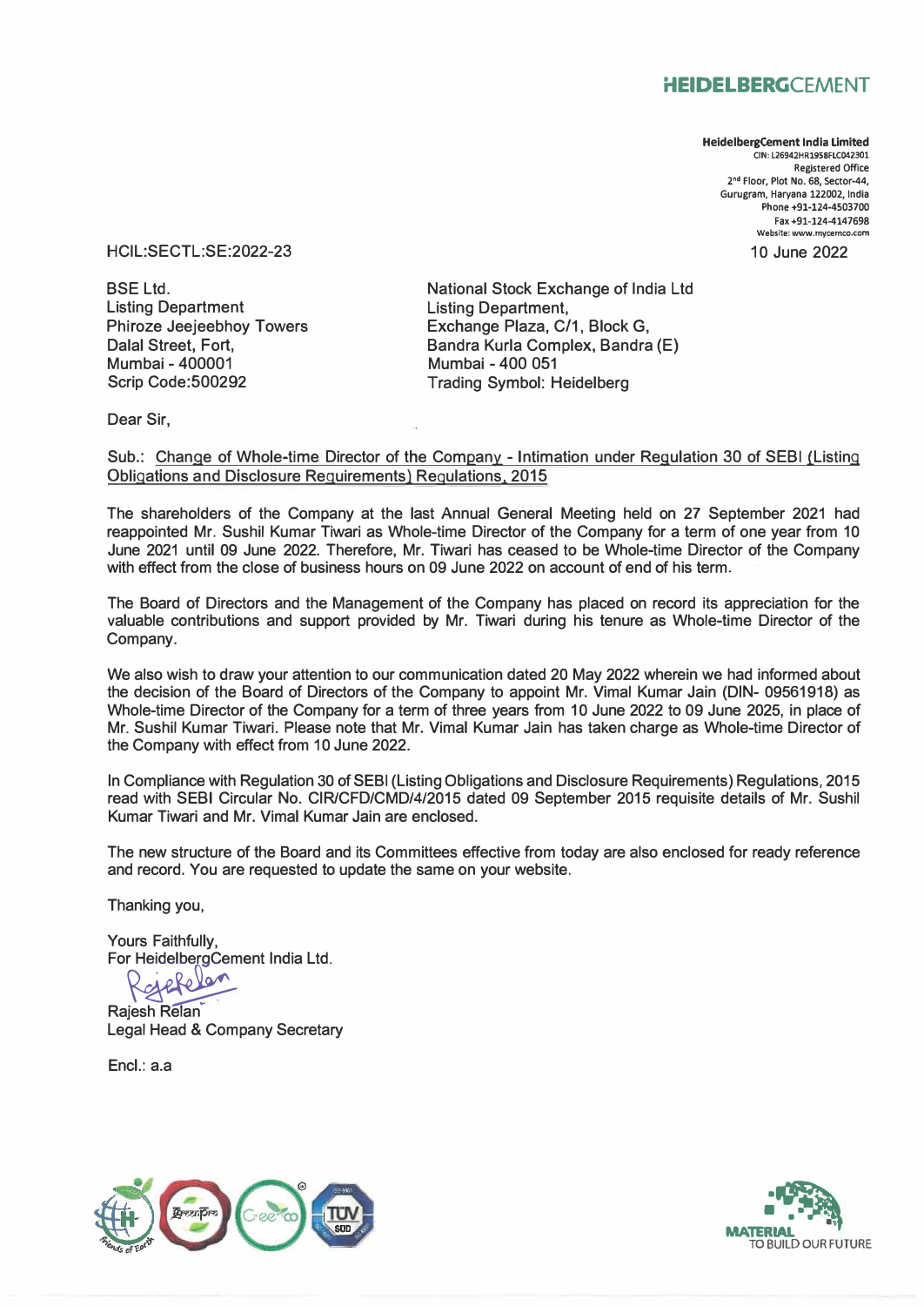**HEIDELBERGCEMENT**

**HeidelbergCement India Limited**
CIN: L26942HR1958FLC042301
Registered Office
2nd Floor, Plot No. 68, Sector-44,
Gurugram, Haryana 122002, India
Phone +91-124-4503700
Fax +91-124-4147698
Website: www.mycemco.com

HCIL:SECTL:SE:2022-23

10 June 2022

BSE Ltd.
Listing Department
Phiroze Jeejeebhoy Towers
Dalal Street, Fort,
Mumbai - 400001
Scrip Code:500292

National Stock Exchange of India Ltd
Listing Department,
Exchange Plaza, C/1, Block G,
Bandra Kurla Complex, Bandra (E)
Mumbai - 400 051
Trading Symbol: Heidelberg

Dear Sir,

Sub.: Change of Whole-time Director of the Company - Intimation under Regulation 30 of SEBI (Listing Obligations and Disclosure Requirements) Regulations, 2015

The shareholders of the Company at the last Annual General Meeting held on 27 September 2021 had reappointed Mr. Sushil Kumar Tiwari as Whole-time Director of the Company for a term of one year from 10 June 2021 until 09 June 2022. Therefore, Mr. Tiwari has ceased to be Whole-time Director of the Company with effect from the close of business hours on 09 June 2022 on account of end of his term.

The Board of Directors and the Management of the Company has placed on record its appreciation for the valuable contributions and support provided by Mr. Tiwari during his tenure as Whole-time Director of the Company.

We also wish to draw your attention to our communication dated 20 May 2022 wherein we had informed about the decision of the Board of Directors of the Company to appoint Mr. Vimal Kumar Jain (DIN- 09561918) as Whole-time Director of the Company for a term of three years from 10 June 2022 to 09 June 2025, in place of Mr. Sushil Kumar Tiwari. Please note that Mr. Vimal Kumar Jain has taken charge as Whole-time Director of the Company with effect from 10 June 2022.

In Compliance with Regulation 30 of SEBI (Listing Obligations and Disclosure Requirements) Regulations, 2015 read with SEBI Circular No. CIR/CFD/CMD/4/2015 dated 09 September 2015 requisite details of Mr. Sushil Kumar Tiwari and Mr. Vimal Kumar Jain are enclosed.

The new structure of the Board and its Committees effective from today are also enclosed for ready reference and record. You are requested to update the same on your website.

Thanking you,

Yours Faithfully,
For HeidelbergCement India Ltd.

Rajesh Relan
Legal Head & Company Secretary

Encl.: a.a

MATERIAL TO BUILD OUR FUTURE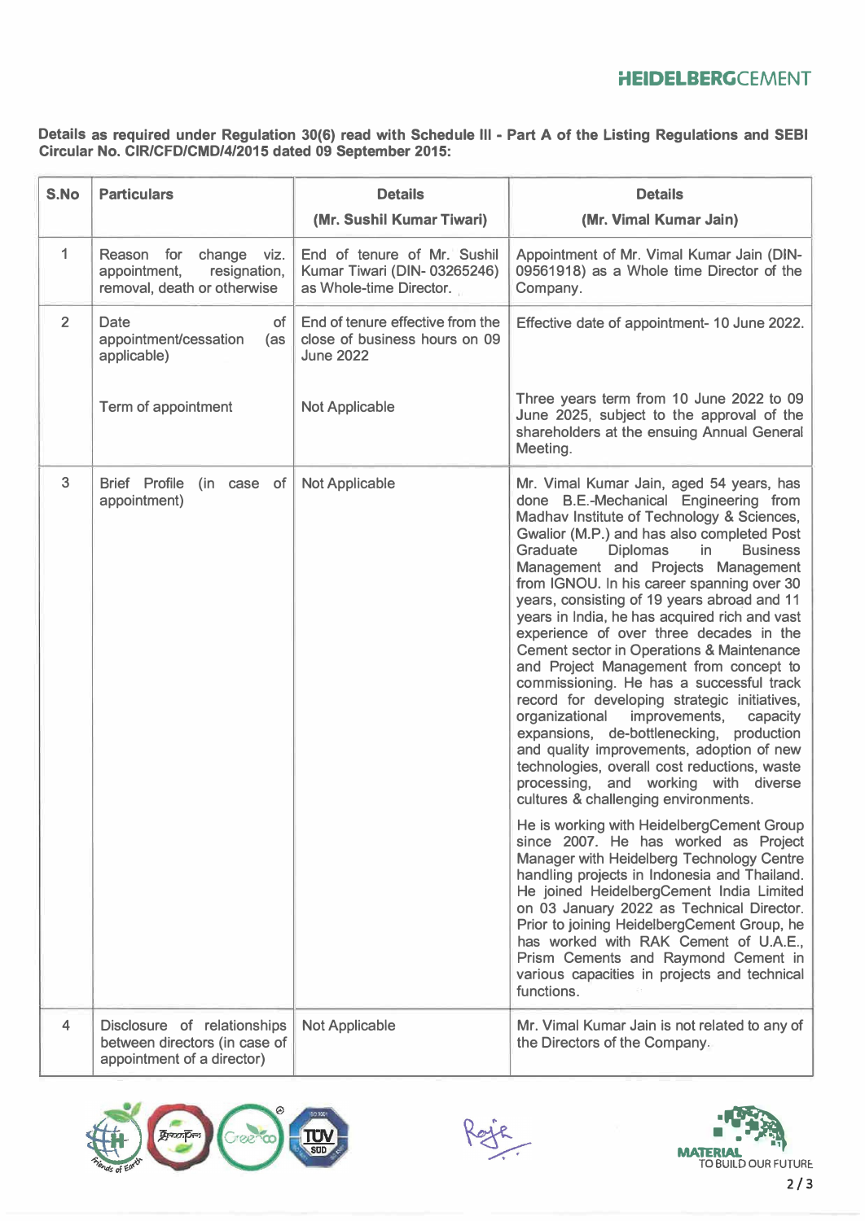**Details as required under Regulation 30(6) read with Schedule III - Part A of the Listing Regulations and SEBI Circular No. CIR/CFD/CMD/4/2015 dated 09 September 2015:**

| S.No | Particulars | Details (Mr. Sushil Kumar Tiwari) | Details (Mr. Vimal Kumar Jain) |
|---|---|---|---|
| 1 | Reason for change viz. appointment, resignation, removal, death or otherwise | End of tenure of Mr. Sushil Kumar Tiwari (DIN- 03265246) as Whole-time Director. | Appointment of Mr. Vimal Kumar Jain (DIN-09561918) as a Whole time Director of the Company. |
| 2 | Date of appointment/cessation (as applicable) | End of tenure effective from the close of business hours on 09 June 2022 | Effective date of appointment- 10 June 2022. |
| | Term of appointment | Not Applicable | Three years term from 10 June 2022 to 09 June 2025, subject to the approval of the shareholders at the ensuing Annual General Meeting. |
| 3 | Brief Profile (in case of appointment) | Not Applicable | Mr. Vimal Kumar Jain, aged 54 years, has done B.E.-Mechanical Engineering from Madhav Institute of Technology & Sciences, Gwalior (M.P.) and has also completed Post Graduate Diplomas in Business Management and Projects Management from IGNOU. In his career spanning over 30 years, consisting of 19 years abroad and 11 years in India, he has acquired rich and vast experience of over three decades in the Cement sector in Operations & Maintenance and Project Management from concept to commissioning. He has a successful track record for developing strategic initiatives, organizational improvements, capacity expansions, de-bottlenecking, production and quality improvements, adoption of new technologies, overall cost reductions, waste processing, and working with diverse cultures & challenging environments.<br><br>He is working with HeidelbergCement Group since 2007. He has worked as Project Manager with Heidelberg Technology Centre handling projects in Indonesia and Thailand. He joined HeidelbergCement India Limited on 03 January 2022 as Technical Director. Prior to joining HeidelbergCement Group, he has worked with RAK Cement of U.A.E., Prism Cements and Raymond Cement in various capacities in projects and technical functions. |
| 4 | Disclosure of relationships between directors (in case of appointment of a director) | Not Applicable | Mr. Vimal Kumar Jain is not related to any of the Directors of the Company. |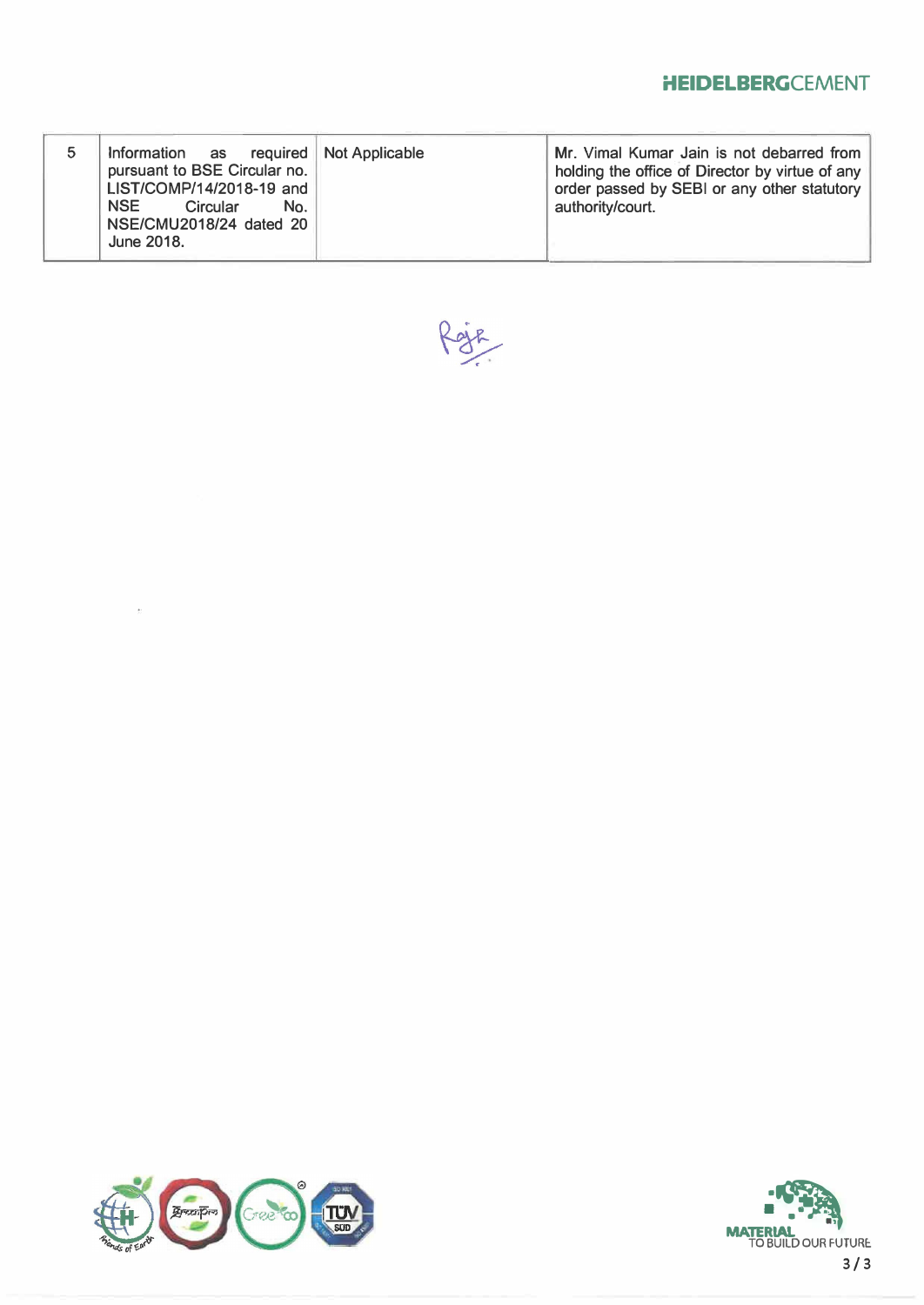| 5 | Information as required pursuant to BSE Circular no. LIST/COMP/14/2018-19 and NSE Circular No. NSE/CMU2018/24 dated 20 June 2018. | Not Applicable | Mr. Vimal Kumar Jain is not debarred from holding the office of Director by virtue of any order passed by SEBI or any other statutory authority/court. |
|---|---|---|---|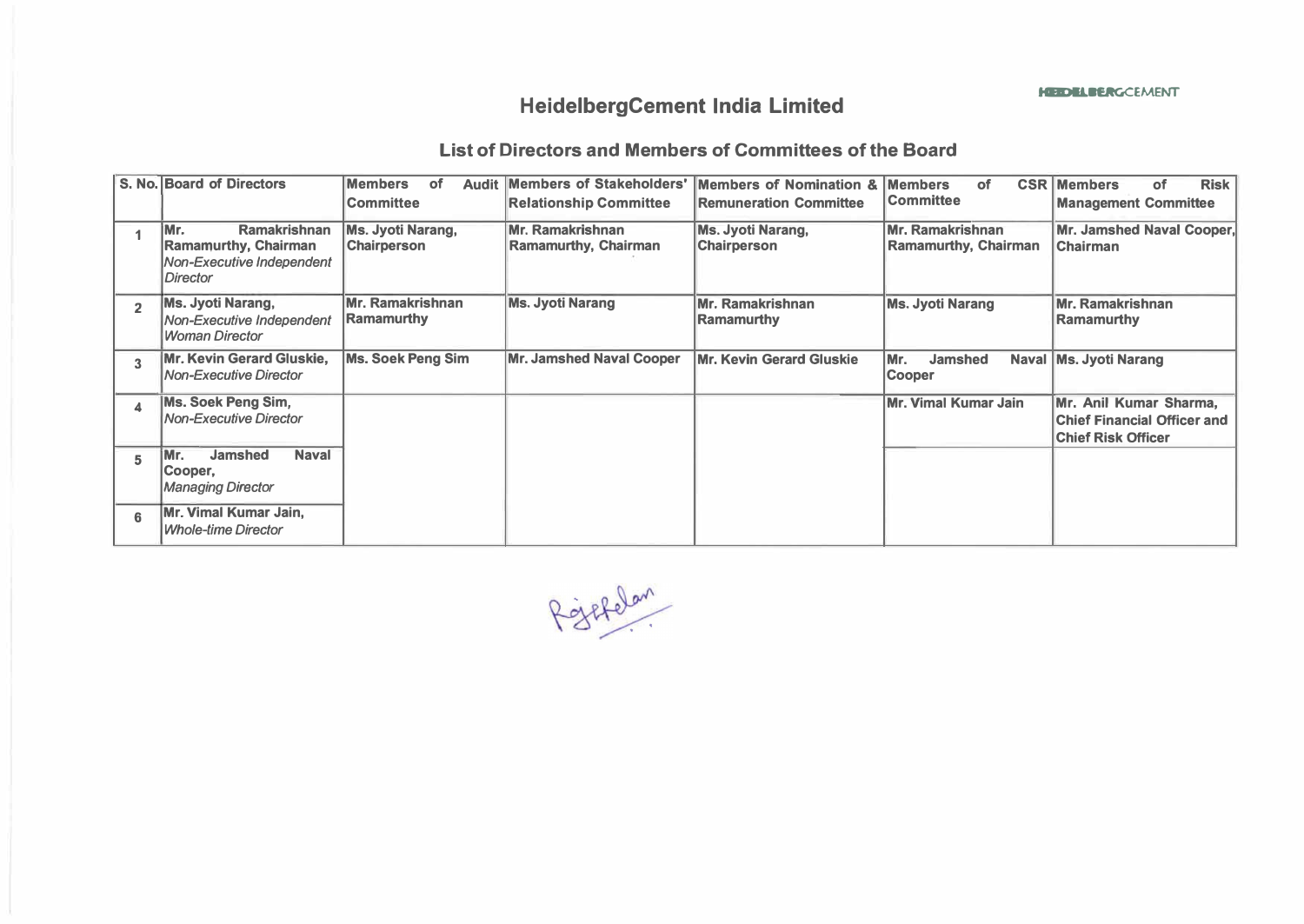# HeidelbergCement India Limited

## List of Directors and Members of Committees of the Board

| S. No. | Board of Directors | Members of Audit Committee | Members of Stakeholders' Relationship Committee | Members of Nomination & Remuneration Committee | Members of CSR Committee | Members of Risk Management Committee |
|---|---|---|---|---|---|---|
| 1 | **Mr. Ramakrishnan Ramamurthy, Chairman** *Non-Executive Independent Director* | **Ms. Jyoti Narang, Chairperson** | **Mr. Ramakrishnan Ramamurthy, Chairman** | **Ms. Jyoti Narang, Chairperson** | **Mr. Ramakrishnan Ramamurthy, Chairman** | **Mr. Jamshed Naval Cooper, Chairman** |
| 2 | **Ms. Jyoti Narang,** *Non-Executive Independent Woman Director* | **Mr. Ramakrishnan Ramamurthy** | **Ms. Jyoti Narang** | **Mr. Ramakrishnan Ramamurthy** | **Ms. Jyoti Narang** | **Mr. Ramakrishnan Ramamurthy** |
| 3 | **Mr. Kevin Gerard Gluskie,** *Non-Executive Director* | **Ms. Soek Peng Sim** | **Mr. Jamshed Naval Cooper** | **Mr. Kevin Gerard Gluskie** | **Mr. Jamshed Naval Cooper** | **Ms. Jyoti Narang** |
| 4 | **Ms. Soek Peng Sim,** *Non-Executive Director* | | | | **Mr. Vimal Kumar Jain** | **Mr. Anil Kumar Sharma, Chief Financial Officer and Chief Risk Officer** |
| 5 | **Mr. Jamshed Naval Cooper,** *Managing Director* | | | | | |
| 6 | **Mr. Vimal Kumar Jain,** *Whole-time Director* | | | | | |